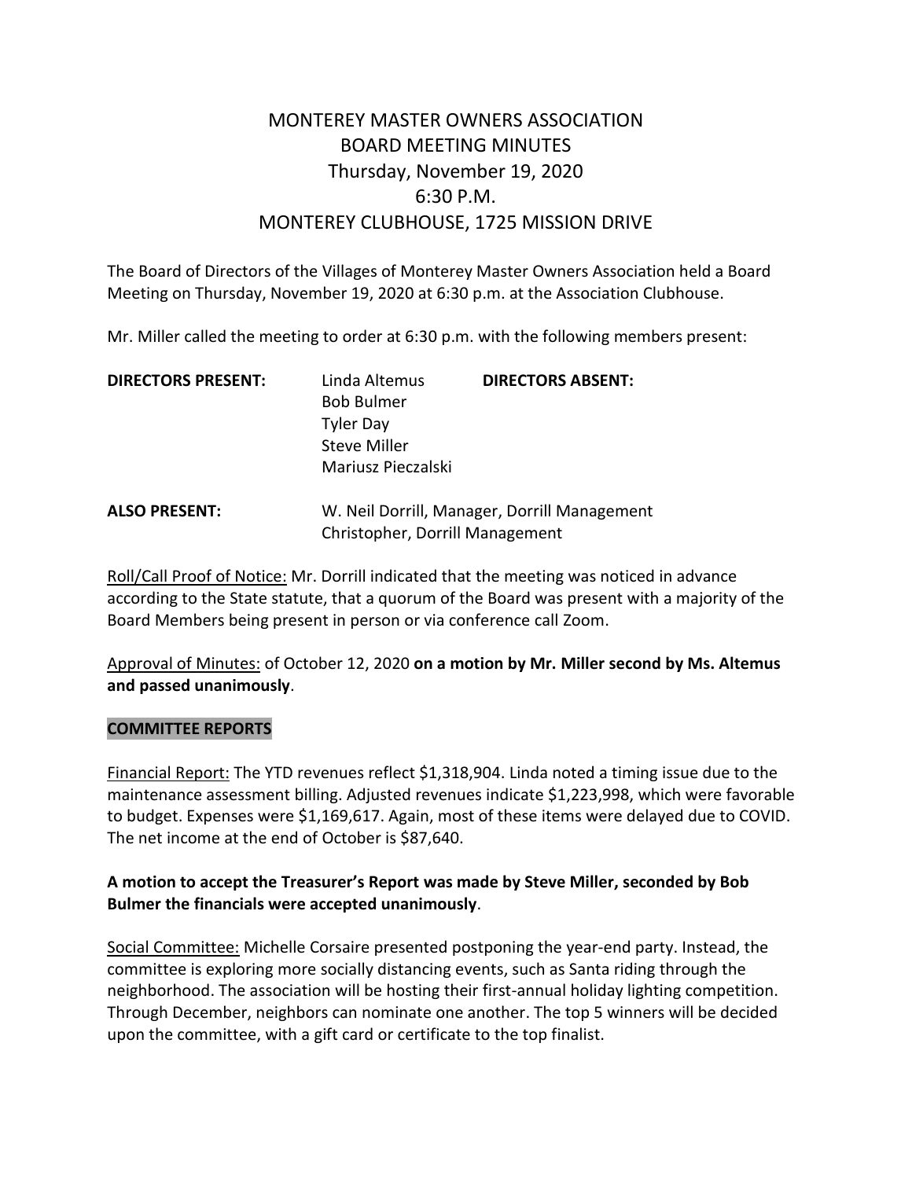# MONTEREY MASTER OWNERS ASSOCIATION
# BOARD MEETING MINUTES
## Thursday, November 19, 2020
## 6:30 P.M.
## MONTEREY CLUBHOUSE, 1725 MISSION DRIVE

The Board of Directors of the Villages of Monterey Master Owners Association held a Board Meeting on Thursday, November 19, 2020 at 6:30 p.m. at the Association Clubhouse.

Mr. Miller called the meeting to order at 6:30 p.m. with the following members present:

| **DIRECTORS PRESENT:** | | **DIRECTORS ABSENT:** |
|---|---|---|
| | Linda Altemus | |
| | Bob Bulmer | |
| | Tyler Day | |
| | Steve Miller | |
| | Mariusz Pieczalski | |

**ALSO PRESENT:** W. Neil Dorrill, Manager, Dorrill Management
Christopher, Dorrill Management

Roll/Call Proof of Notice: Mr. Dorrill indicated that the meeting was noticed in advance according to the State statute, that a quorum of the Board was present with a majority of the Board Members being present in person or via conference call Zoom.

Approval of Minutes: of October 12, 2020 **on a motion by Mr. Miller second by Ms. Altemus and passed unanimously**.

**COMMITTEE REPORTS**

Financial Report: The YTD revenues reflect $1,318,904. Linda noted a timing issue due to the maintenance assessment billing. Adjusted revenues indicate $1,223,998, which were favorable to budget. Expenses were $1,169,617. Again, most of these items were delayed due to COVID. The net income at the end of October is $87,640.

**A motion to accept the Treasurer's Report was made by Steve Miller, seconded by Bob Bulmer the financials were accepted unanimously**.

Social Committee: Michelle Corsaire presented postponing the year-end party. Instead, the committee is exploring more socially distancing events, such as Santa riding through the neighborhood. The association will be hosting their first-annual holiday lighting competition. Through December, neighbors can nominate one another. The top 5 winners will be decided upon the committee, with a gift card or certificate to the top finalist.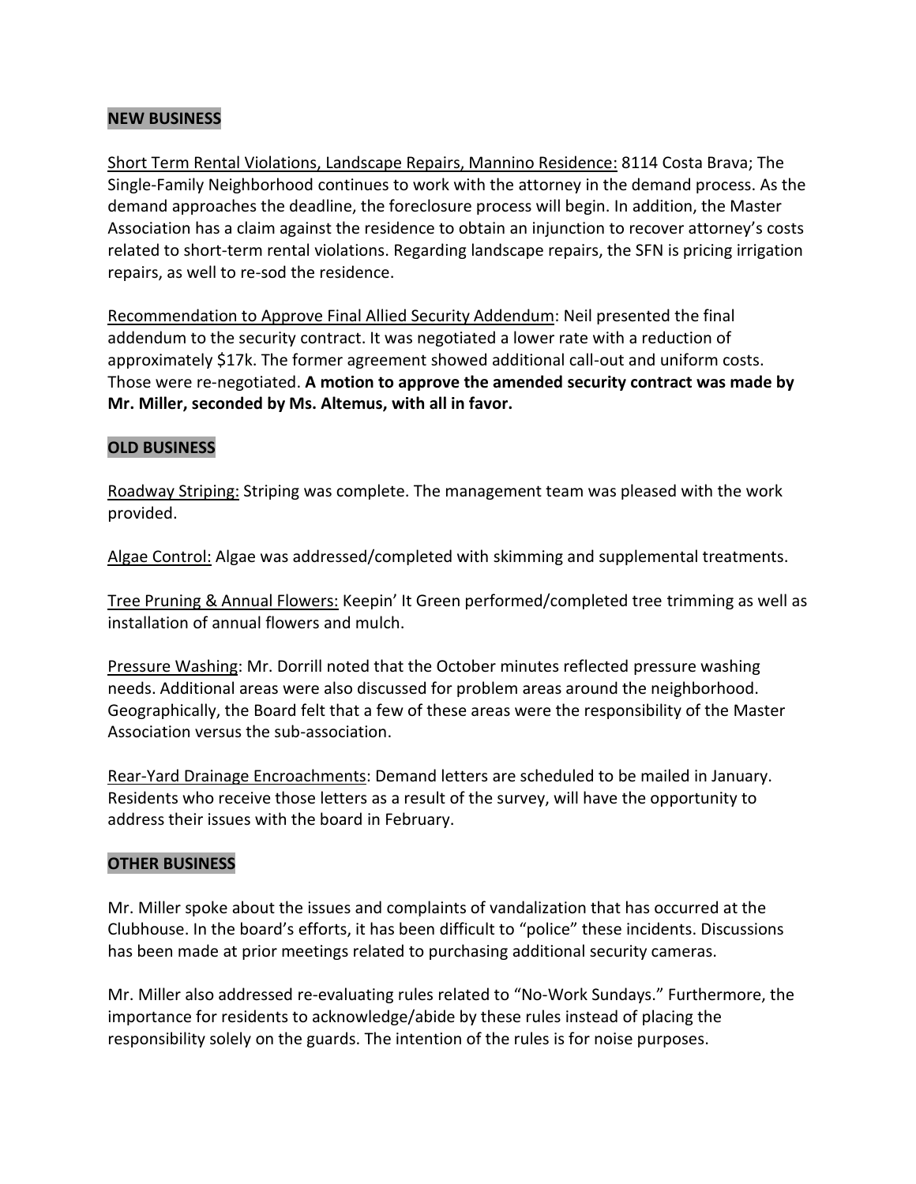## NEW BUSINESS

Short Term Rental Violations, Landscape Repairs, Mannino Residence: 8114 Costa Brava; The Single-Family Neighborhood continues to work with the attorney in the demand process. As the demand approaches the deadline, the foreclosure process will begin. In addition, the Master Association has a claim against the residence to obtain an injunction to recover attorney's costs related to short-term rental violations. Regarding landscape repairs, the SFN is pricing irrigation repairs, as well to re-sod the residence.

Recommendation to Approve Final Allied Security Addendum: Neil presented the final addendum to the security contract. It was negotiated a lower rate with a reduction of approximately $17k. The former agreement showed additional call-out and uniform costs. Those were re-negotiated. **A motion to approve the amended security contract was made by Mr. Miller, seconded by Ms. Altemus, with all in favor.**

## OLD BUSINESS

Roadway Striping: Striping was complete. The management team was pleased with the work provided.

Algae Control: Algae was addressed/completed with skimming and supplemental treatments.

Tree Pruning & Annual Flowers: Keepin' It Green performed/completed tree trimming as well as installation of annual flowers and mulch.

Pressure Washing: Mr. Dorrill noted that the October minutes reflected pressure washing needs. Additional areas were also discussed for problem areas around the neighborhood. Geographically, the Board felt that a few of these areas were the responsibility of the Master Association versus the sub-association.

Rear-Yard Drainage Encroachments: Demand letters are scheduled to be mailed in January. Residents who receive those letters as a result of the survey, will have the opportunity to address their issues with the board in February.

## OTHER BUSINESS

Mr. Miller spoke about the issues and complaints of vandalization that has occurred at the Clubhouse. In the board's efforts, it has been difficult to "police" these incidents. Discussions has been made at prior meetings related to purchasing additional security cameras.

Mr. Miller also addressed re-evaluating rules related to "No-Work Sundays." Furthermore, the importance for residents to acknowledge/abide by these rules instead of placing the responsibility solely on the guards. The intention of the rules is for noise purposes.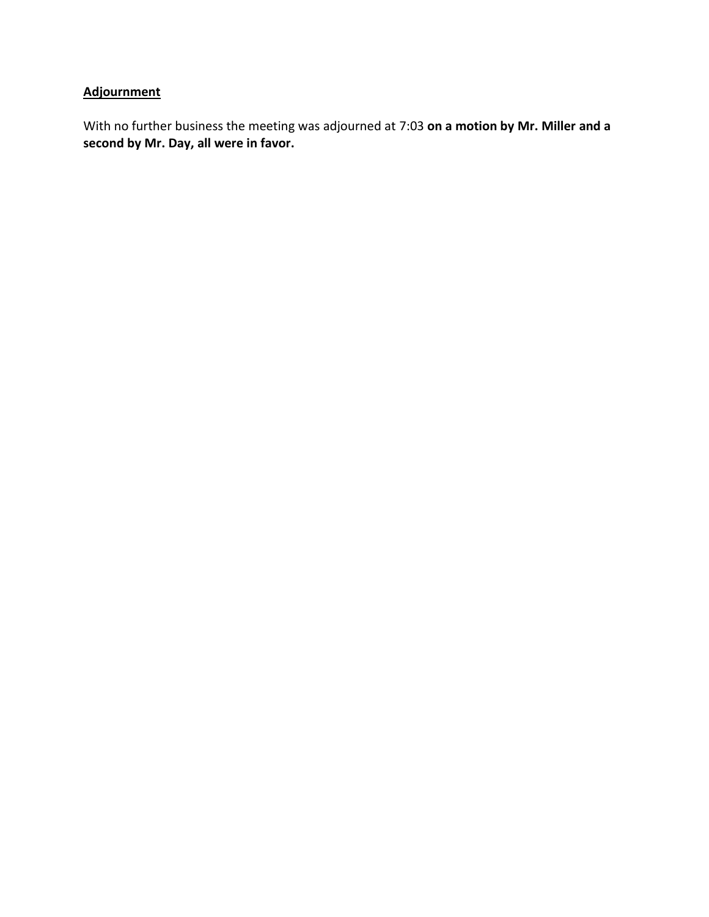**Adjournment**

With no further business the meeting was adjourned at 7:03 **on a motion by Mr. Miller and a second by Mr. Day, all were in favor.**